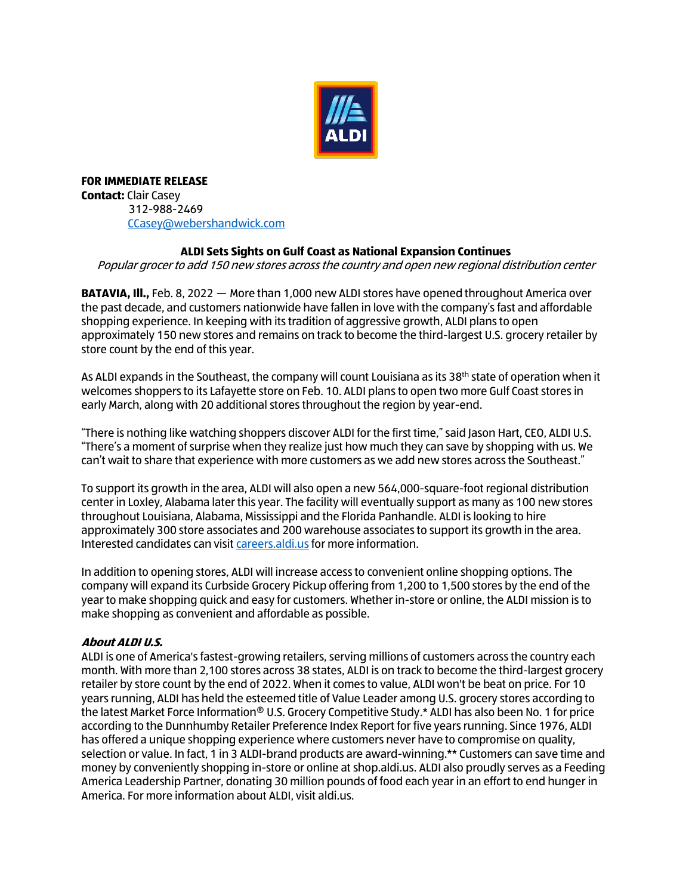**FOR IMMEDIATE RELEASE**
**Contact:** Clair Casey
312-988-2469
CCasey@webershandwick.com

**ALDI Sets Sights on Gulf Coast as National Expansion Continues**

*Popular grocer to add 150 new stores across the country and open new regional distribution center*

**BATAVIA, Ill.,** Feb. 8, 2022 — More than 1,000 new ALDI stores have opened throughout America over the past decade, and customers nationwide have fallen in love with the company's fast and affordable shopping experience. In keeping with its tradition of aggressive growth, ALDI plans to open approximately 150 new stores and remains on track to become the third-largest U.S. grocery retailer by store count by the end of this year.

As ALDI expands in the Southeast, the company will count Louisiana as its 38th state of operation when it welcomes shoppers to its Lafayette store on Feb. 10. ALDI plans to open two more Gulf Coast stores in early March, along with 20 additional stores throughout the region by year-end.

"There is nothing like watching shoppers discover ALDI for the first time," said Jason Hart, CEO, ALDI U.S. "There's a moment of surprise when they realize just how much they can save by shopping with us. We can't wait to share that experience with more customers as we add new stores across the Southeast."

To support its growth in the area, ALDI will also open a new 564,000-square-foot regional distribution center in Loxley, Alabama later this year. The facility will eventually support as many as 100 new stores throughout Louisiana, Alabama, Mississippi and the Florida Panhandle. ALDI is looking to hire approximately 300 store associates and 200 warehouse associates to support its growth in the area. Interested candidates can visit careers.aldi.us for more information.

In addition to opening stores, ALDI will increase access to convenient online shopping options. The company will expand its Curbside Grocery Pickup offering from 1,200 to 1,500 stores by the end of the year to make shopping quick and easy for customers. Whether in-store or online, the ALDI mission is to make shopping as convenient and affordable as possible.

***About ALDI U.S.***

ALDI is one of America's fastest-growing retailers, serving millions of customers across the country each month. With more than 2,100 stores across 38 states, ALDI is on track to become the third-largest grocery retailer by store count by the end of 2022. When it comes to value, ALDI won't be beat on price. For 10 years running, ALDI has held the esteemed title of Value Leader among U.S. grocery stores according to the latest Market Force Information® U.S. Grocery Competitive Study.* ALDI has also been No. 1 for price according to the Dunnhumby Retailer Preference Index Report for five years running. Since 1976, ALDI has offered a unique shopping experience where customers never have to compromise on quality, selection or value. In fact, 1 in 3 ALDI-brand products are award-winning.** Customers can save time and money by conveniently shopping in-store or online at shop.aldi.us. ALDI also proudly serves as a Feeding America Leadership Partner, donating 30 million pounds of food each year in an effort to end hunger in America. For more information about ALDI, visit aldi.us.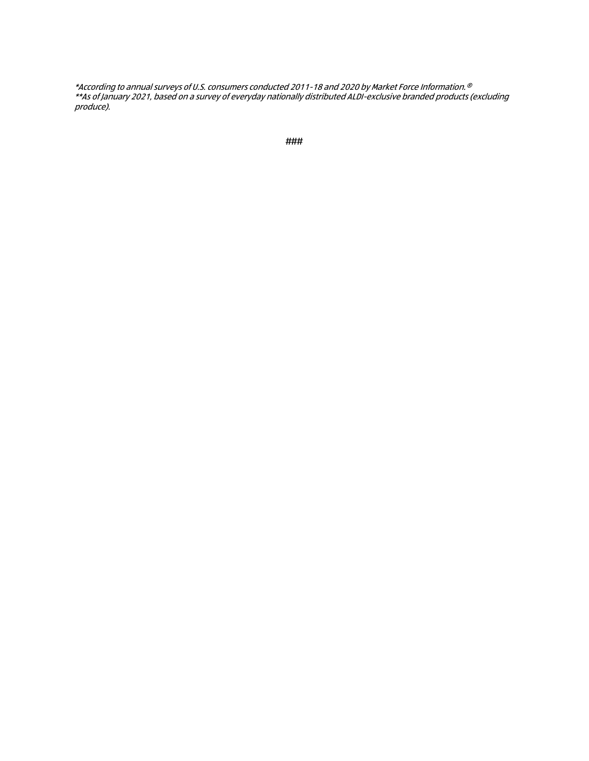*\*According to annual surveys of U.S. consumers conducted 2011-18 and 2020 by Market Force Information.®*
*\*\*As of January 2021, based on a survey of everyday nationally distributed ALDI-exclusive branded products (excluding produce).*

###